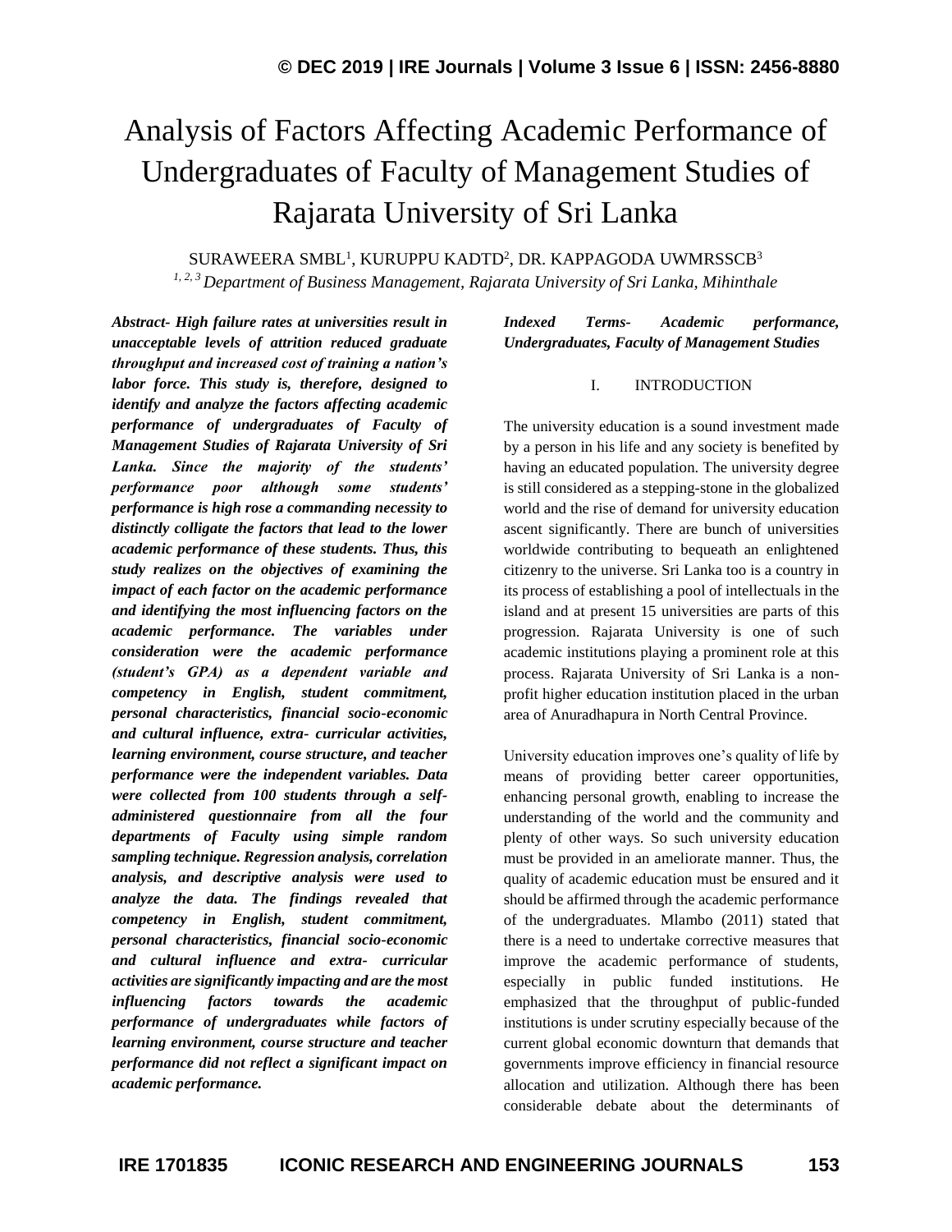# Analysis of Factors Affecting Academic Performance of Undergraduates of Faculty of Management Studies of Rajarata University of Sri Lanka

SURAWEERA SMBL[1], KURUPPU KADTD[2], DR. KAPPAGODA UWMRSSCB[3]

[1, 2, 3] *Department of Business Management, Rajarata University of Sri Lanka, Mihinthale*

***Abstract- High failure rates at universities result in unacceptable levels of attrition reduced graduate throughput and increased cost of training a nation's labor force. This study is, therefore, designed to identify and analyze the factors affecting academic performance of undergraduates of Faculty of Management Studies of Rajarata University of Sri Lanka. Since the majority of the students' performance poor although some students' performance is high rose a commanding necessity to distinctly colligate the factors that lead to the lower academic performance of these students. Thus, this study realizes on the objectives of examining the impact of each factor on the academic performance and identifying the most influencing factors on the academic performance. The variables under consideration were the academic performance (student's GPA) as a dependent variable and competency in English, student commitment, personal characteristics, financial socio-economic and cultural influence, extra- curricular activities, learning environment, course structure, and teacher performance were the independent variables. Data were collected from 100 students through a self-administered questionnaire from all the four departments of Faculty using simple random sampling technique. Regression analysis, correlation analysis, and descriptive analysis were used to analyze the data. The findings revealed that competency in English, student commitment, personal characteristics, financial socio-economic and cultural influence and extra- curricular activities are significantly impacting and are the most influencing factors towards the academic performance of undergraduates while factors of learning environment, course structure and teacher performance did not reflect a significant impact on academic performance.***

***Indexed Terms- Academic performance, Undergraduates, Faculty of Management Studies***

## I. INTRODUCTION

The university education is a sound investment made by a person in his life and any society is benefited by having an educated population. The university degree is still considered as a stepping-stone in the globalized world and the rise of demand for university education ascent significantly. There are bunch of universities worldwide contributing to bequeath an enlightened citizenry to the universe. Sri Lanka too is a country in its process of establishing a pool of intellectuals in the island and at present 15 universities are parts of this progression. Rajarata University is one of such academic institutions playing a prominent role at this process. Rajarata University of Sri Lanka is a non-profit higher education institution placed in the urban area of Anuradhapura in North Central Province.

University education improves one's quality of life by means of providing better career opportunities, enhancing personal growth, enabling to increase the understanding of the world and the community and plenty of other ways. So such university education must be provided in an ameliorate manner. Thus, the quality of academic education must be ensured and it should be affirmed through the academic performance of the undergraduates. Mlambo (2011) stated that there is a need to undertake corrective measures that improve the academic performance of students, especially in public funded institutions. He emphasized that the throughput of public-funded institutions is under scrutiny especially because of the current global economic downturn that demands that governments improve efficiency in financial resource allocation and utilization. Although there has been considerable debate about the determinants of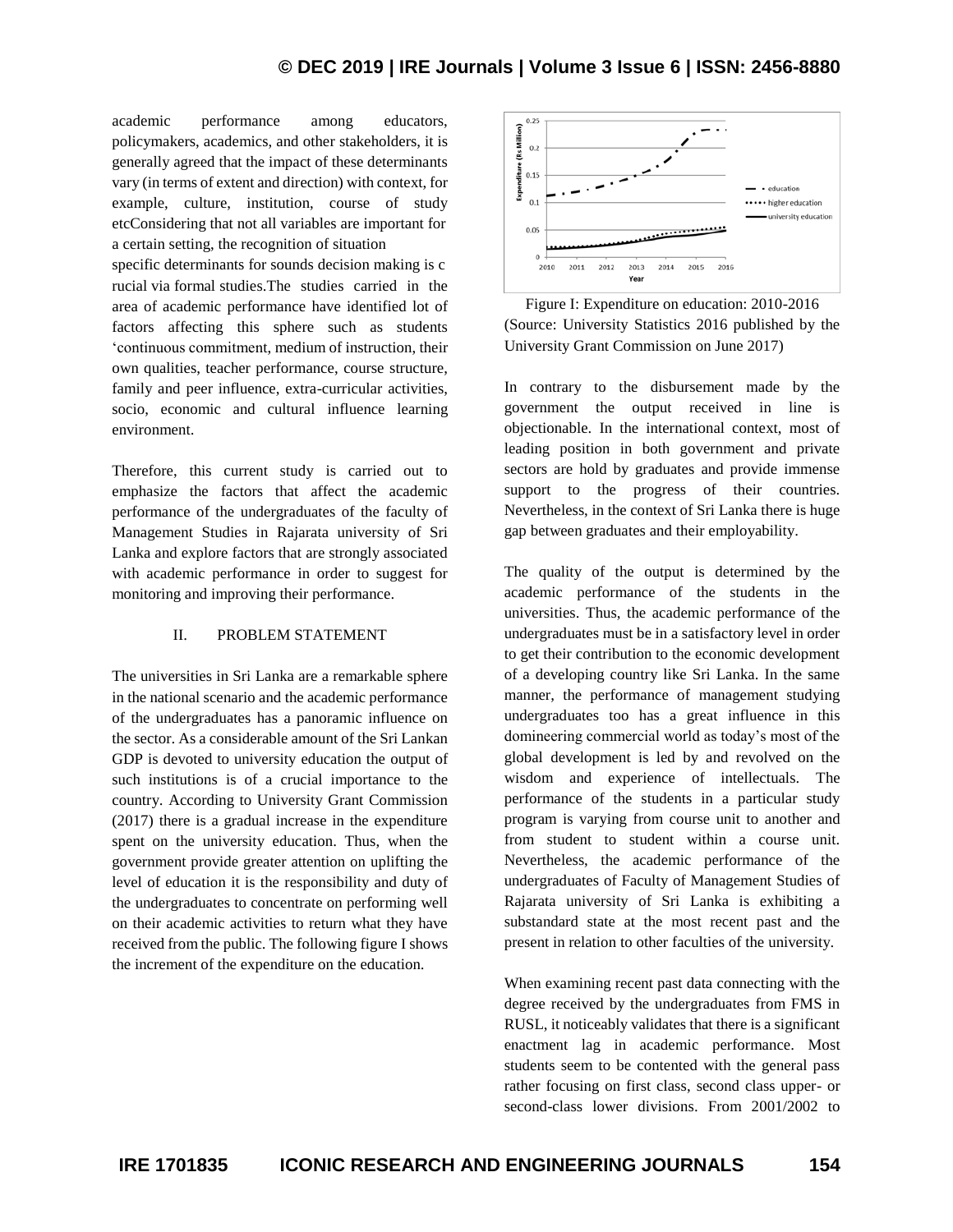academic performance among educators, policymakers, academics, and other stakeholders, it is generally agreed that the impact of these determinants vary (in terms of extent and direction) with context, for example, culture, institution, course of study etcConsidering that not all variables are important for a certain setting, the recognition of situation specific determinants for sounds decision making is c rucial via formal studies.The studies carried in the area of academic performance have identified lot of factors affecting this sphere such as students 'continuous commitment, medium of instruction, their own qualities, teacher performance, course structure, family and peer influence, extra-curricular activities, socio, economic and cultural influence learning environment.

Therefore, this current study is carried out to emphasize the factors that affect the academic performance of the undergraduates of the faculty of Management Studies in Rajarata university of Sri Lanka and explore factors that are strongly associated with academic performance in order to suggest for monitoring and improving their performance.

## II. PROBLEM STATEMENT

The universities in Sri Lanka are a remarkable sphere in the national scenario and the academic performance of the undergraduates has a panoramic influence on the sector. As a considerable amount of the Sri Lankan GDP is devoted to university education the output of such institutions is of a crucial importance to the country. According to University Grant Commission (2017) there is a gradual increase in the expenditure spent on the university education. Thus, when the government provide greater attention on uplifting the level of education it is the responsibility and duty of the undergraduates to concentrate on performing well on their academic activities to return what they have received from the public. The following figure I shows the increment of the expenditure on the education.

Figure I: Expenditure on education: 2010-2016 (Source: University Statistics 2016 published by the University Grant Commission on June 2017)

In contrary to the disbursement made by the government the output received in line is objectionable. In the international context, most of leading position in both government and private sectors are hold by graduates and provide immense support to the progress of their countries. Nevertheless, in the context of Sri Lanka there is huge gap between graduates and their employability.

The quality of the output is determined by the academic performance of the students in the universities. Thus, the academic performance of the undergraduates must be in a satisfactory level in order to get their contribution to the economic development of a developing country like Sri Lanka. In the same manner, the performance of management studying undergraduates too has a great influence in this domineering commercial world as today's most of the global development is led by and revolved on the wisdom and experience of intellectuals. The performance of the students in a particular study program is varying from course unit to another and from student to student within a course unit. Nevertheless, the academic performance of the undergraduates of Faculty of Management Studies of Rajarata university of Sri Lanka is exhibiting a substandard state at the most recent past and the present in relation to other faculties of the university.

When examining recent past data connecting with the degree received by the undergraduates from FMS in RUSL, it noticeably validates that there is a significant enactment lag in academic performance. Most students seem to be contented with the general pass rather focusing on first class, second class upper- or second-class lower divisions. From 2001/2002 to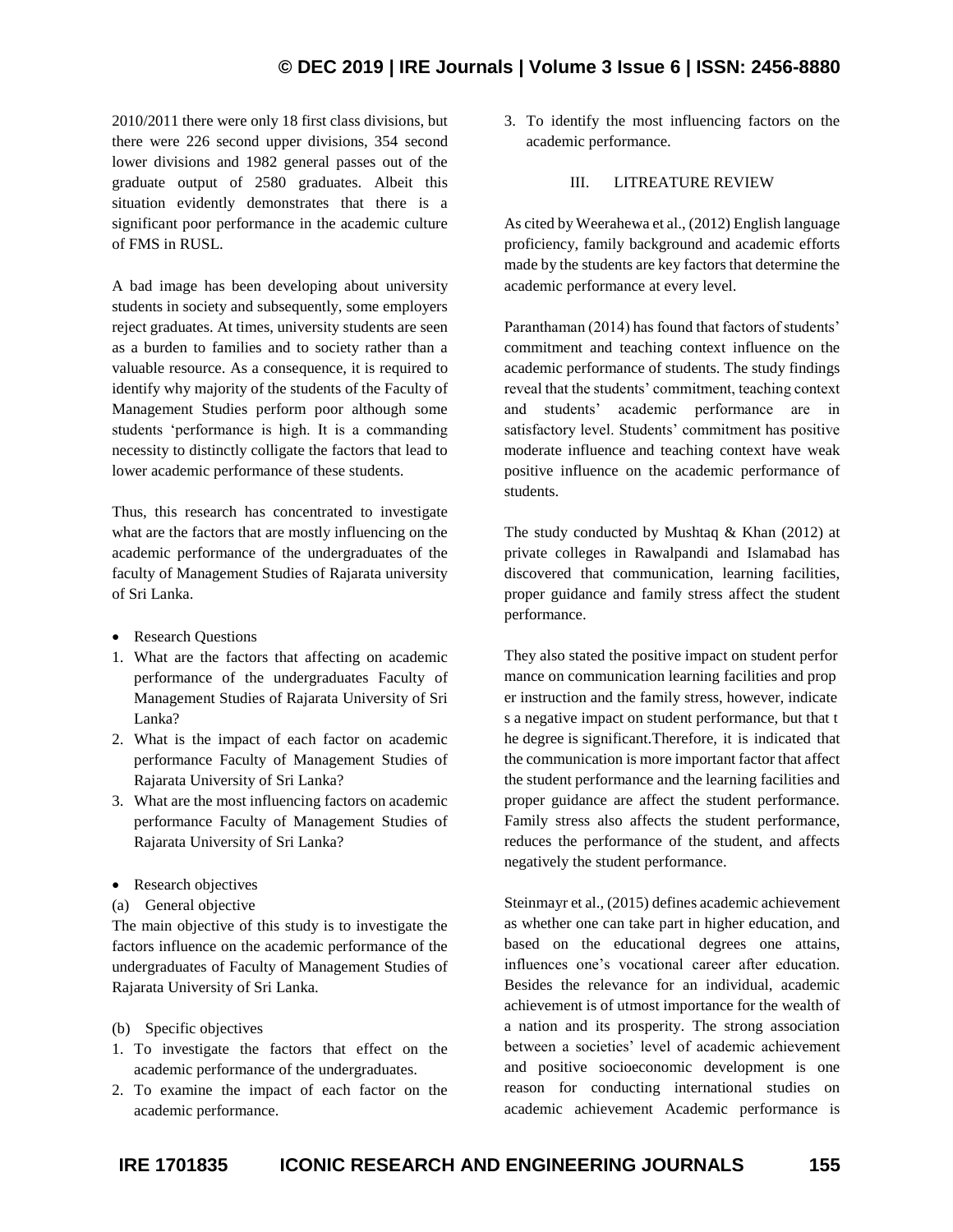2010/2011 there were only 18 first class divisions, but there were 226 second upper divisions, 354 second lower divisions and 1982 general passes out of the graduate output of 2580 graduates. Albeit this situation evidently demonstrates that there is a significant poor performance in the academic culture of FMS in RUSL.

A bad image has been developing about university students in society and subsequently, some employers reject graduates. At times, university students are seen as a burden to families and to society rather than a valuable resource. As a consequence, it is required to identify why majority of the students of the Faculty of Management Studies perform poor although some students 'performance is high. It is a commanding necessity to distinctly colligate the factors that lead to lower academic performance of these students.

Thus, this research has concentrated to investigate what are the factors that are mostly influencing on the academic performance of the undergraduates of the faculty of Management Studies of Rajarata university of Sri Lanka.

- Research Questions

1. What are the factors that affecting on academic performance of the undergraduates Faculty of Management Studies of Rajarata University of Sri Lanka?
2. What is the impact of each factor on academic performance Faculty of Management Studies of Rajarata University of Sri Lanka?
3. What are the most influencing factors on academic performance Faculty of Management Studies of Rajarata University of Sri Lanka?

- Research objectives

(a) General objective

The main objective of this study is to investigate the factors influence on the academic performance of the undergraduates of Faculty of Management Studies of Rajarata University of Sri Lanka.

(b) Specific objectives

1. To investigate the factors that effect on the academic performance of the undergraduates.
2. To examine the impact of each factor on the academic performance.
3. To identify the most influencing factors on the academic performance.

## III. LITREATURE REVIEW

As cited by Weerahewa et al., (2012) English language proficiency, family background and academic efforts made by the students are key factors that determine the academic performance at every level.

Paranthaman (2014) has found that factors of students' commitment and teaching context influence on the academic performance of students. The study findings reveal that the students' commitment, teaching context and students' academic performance are in satisfactory level. Students' commitment has positive moderate influence and teaching context have weak positive influence on the academic performance of students.

The study conducted by Mushtaq & Khan (2012) at private colleges in Rawalpandi and Islamabad has discovered that communication, learning facilities, proper guidance and family stress affect the student performance.

They also stated the positive impact on student perfor mance on communication learning facilities and prop er instruction and the family stress, however, indicate s a negative impact on student performance, but that t he degree is significant.Therefore, it is indicated that the communication is more important factor that affect the student performance and the learning facilities and proper guidance are affect the student performance. Family stress also affects the student performance, reduces the performance of the student, and affects negatively the student performance.

Steinmayr et al., (2015) defines academic achievement as whether one can take part in higher education, and based on the educational degrees one attains, influences one's vocational career after education. Besides the relevance for an individual, academic achievement is of utmost importance for the wealth of a nation and its prosperity. The strong association between a societies' level of academic achievement and positive socioeconomic development is one reason for conducting international studies on academic achievement Academic performance is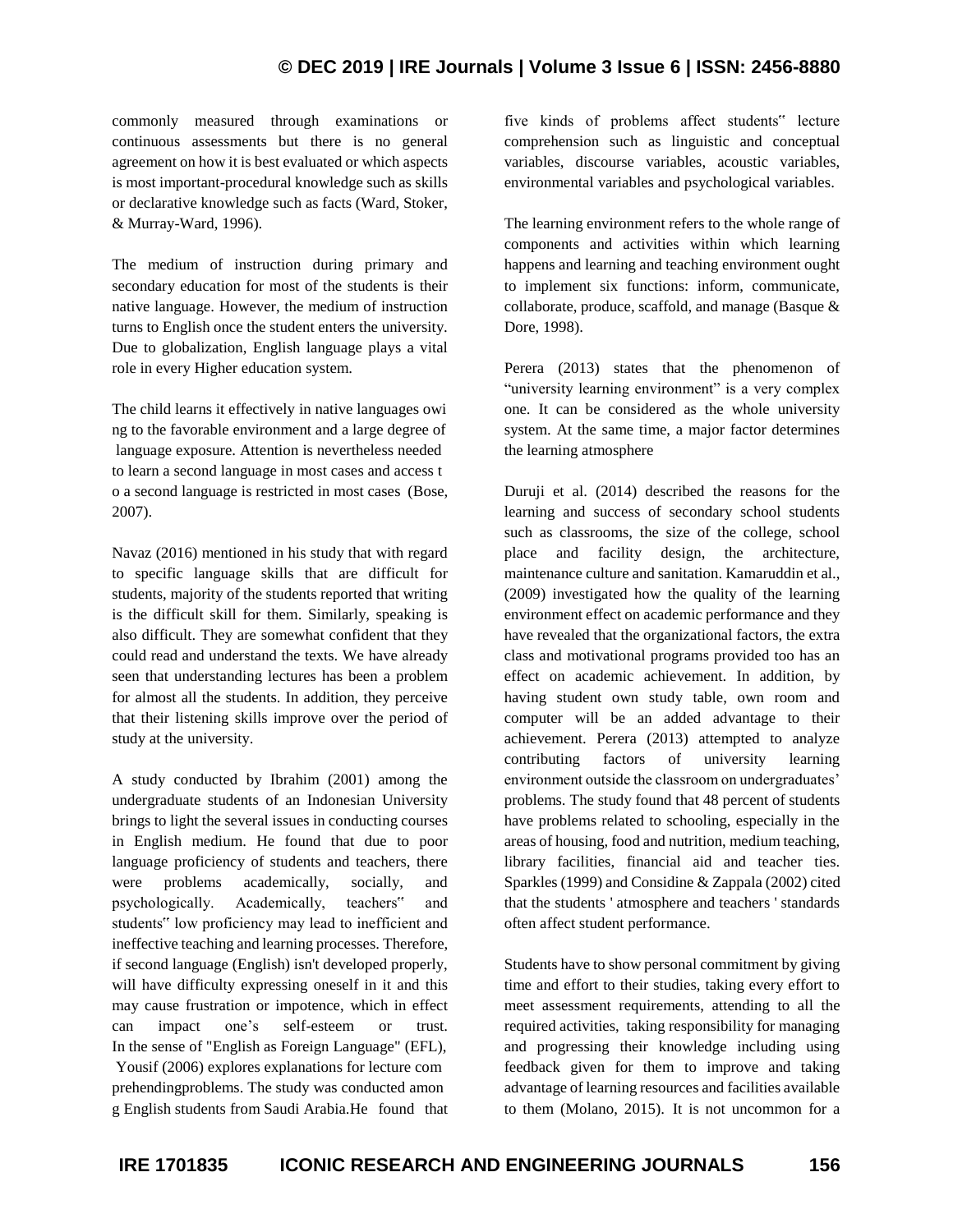commonly measured through examinations or continuous assessments but there is no general agreement on how it is best evaluated or which aspects is most important-procedural knowledge such as skills or declarative knowledge such as facts (Ward, Stoker, & Murray-Ward, 1996).

The medium of instruction during primary and secondary education for most of the students is their native language. However, the medium of instruction turns to English once the student enters the university. Due to globalization, English language plays a vital role in every Higher education system.

The child learns it effectively in native languages owi ng to the favorable environment and a large degree of language exposure. Attention is nevertheless needed to learn a second language in most cases and access t o a second language is restricted in most cases (Bose, 2007).

Navaz (2016) mentioned in his study that with regard to specific language skills that are difficult for students, majority of the students reported that writing is the difficult skill for them. Similarly, speaking is also difficult. They are somewhat confident that they could read and understand the texts. We have already seen that understanding lectures has been a problem for almost all the students. In addition, they perceive that their listening skills improve over the period of study at the university.

A study conducted by Ibrahim (2001) among the undergraduate students of an Indonesian University brings to light the several issues in conducting courses in English medium. He found that due to poor language proficiency of students and teachers, there were problems academically, socially, and psychologically. Academically, teachers" and students" low proficiency may lead to inefficient and ineffective teaching and learning processes. Therefore, if second language (English) isn't developed properly, will have difficulty expressing oneself in it and this may cause frustration or impotence, which in effect can impact one's self-esteem or trust. In the sense of "English as Foreign Language" (EFL), Yousif (2006) explores explanations for lecture com prehendingproblems. The study was conducted amon g English students from Saudi Arabia.He found that five kinds of problems affect students" lecture comprehension such as linguistic and conceptual variables, discourse variables, acoustic variables, environmental variables and psychological variables.

The learning environment refers to the whole range of components and activities within which learning happens and learning and teaching environment ought to implement six functions: inform, communicate, collaborate, produce, scaffold, and manage (Basque & Dore, 1998).

Perera (2013) states that the phenomenon of "university learning environment" is a very complex one. It can be considered as the whole university system. At the same time, a major factor determines the learning atmosphere

Duruji et al. (2014) described the reasons for the learning and success of secondary school students such as classrooms, the size of the college, school place and facility design, the architecture, maintenance culture and sanitation. Kamaruddin et al., (2009) investigated how the quality of the learning environment effect on academic performance and they have revealed that the organizational factors, the extra class and motivational programs provided too has an effect on academic achievement. In addition, by having student own study table, own room and computer will be an added advantage to their achievement. Perera (2013) attempted to analyze contributing factors of university learning environment outside the classroom on undergraduates' problems. The study found that 48 percent of students have problems related to schooling, especially in the areas of housing, food and nutrition, medium teaching, library facilities, financial aid and teacher ties. Sparkles (1999) and Considine & Zappala (2002) cited that the students ' atmosphere and teachers ' standards often affect student performance.

Students have to show personal commitment by giving time and effort to their studies, taking every effort to meet assessment requirements, attending to all the required activities, taking responsibility for managing and progressing their knowledge including using feedback given for them to improve and taking advantage of learning resources and facilities available to them (Molano, 2015). It is not uncommon for a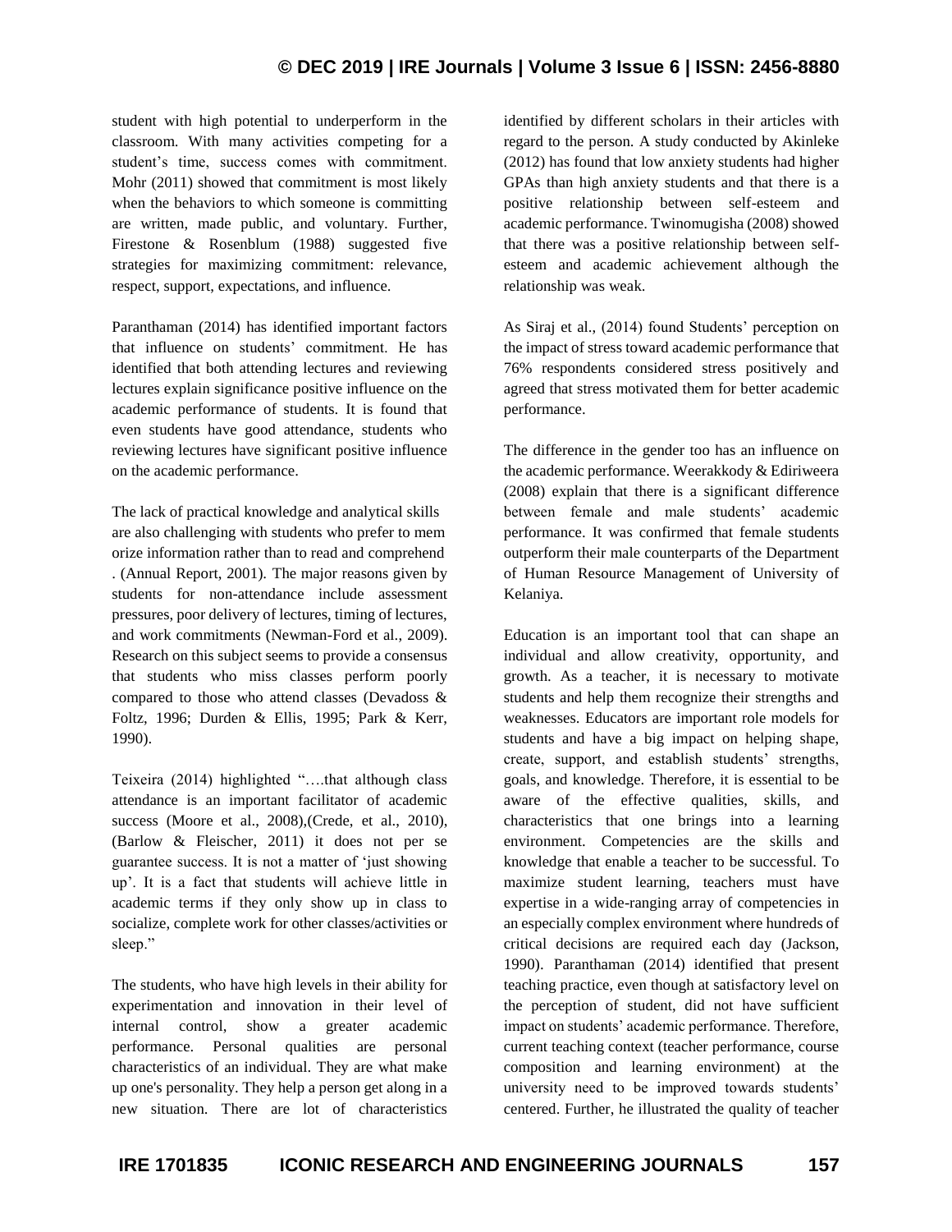student with high potential to underperform in the classroom. With many activities competing for a student's time, success comes with commitment. Mohr (2011) showed that commitment is most likely when the behaviors to which someone is committing are written, made public, and voluntary. Further, Firestone & Rosenblum (1988) suggested five strategies for maximizing commitment: relevance, respect, support, expectations, and influence.

Paranthaman (2014) has identified important factors that influence on students' commitment. He has identified that both attending lectures and reviewing lectures explain significance positive influence on the academic performance of students. It is found that even students have good attendance, students who reviewing lectures have significant positive influence on the academic performance.

The lack of practical knowledge and analytical skills are also challenging with students who prefer to mem orize information rather than to read and comprehend . (Annual Report, 2001). The major reasons given by students for non-attendance include assessment pressures, poor delivery of lectures, timing of lectures, and work commitments (Newman-Ford et al., 2009). Research on this subject seems to provide a consensus that students who miss classes perform poorly compared to those who attend classes (Devadoss & Foltz, 1996; Durden & Ellis, 1995; Park & Kerr, 1990).

Teixeira (2014) highlighted "….that although class attendance is an important facilitator of academic success (Moore et al., 2008),(Crede, et al., 2010), (Barlow & Fleischer, 2011) it does not per se guarantee success. It is not a matter of 'just showing up'. It is a fact that students will achieve little in academic terms if they only show up in class to socialize, complete work for other classes/activities or sleep."

The students, who have high levels in their ability for experimentation and innovation in their level of internal control, show a greater academic performance. Personal qualities are personal characteristics of an individual. They are what make up one's personality. They help a person get along in a new situation. There are lot of characteristics identified by different scholars in their articles with regard to the person. A study conducted by Akinleke (2012) has found that low anxiety students had higher GPAs than high anxiety students and that there is a positive relationship between self-esteem and academic performance. Twinomugisha (2008) showed that there was a positive relationship between self-esteem and academic achievement although the relationship was weak.

As Siraj et al., (2014) found Students' perception on the impact of stress toward academic performance that 76% respondents considered stress positively and agreed that stress motivated them for better academic performance.

The difference in the gender too has an influence on the academic performance. Weerakkody & Ediriweera (2008) explain that there is a significant difference between female and male students' academic performance. It was confirmed that female students outperform their male counterparts of the Department of Human Resource Management of University of Kelaniya.

Education is an important tool that can shape an individual and allow creativity, opportunity, and growth. As a teacher, it is necessary to motivate students and help them recognize their strengths and weaknesses. Educators are important role models for students and have a big impact on helping shape, create, support, and establish students' strengths, goals, and knowledge. Therefore, it is essential to be aware of the effective qualities, skills, and characteristics that one brings into a learning environment. Competencies are the skills and knowledge that enable a teacher to be successful. To maximize student learning, teachers must have expertise in a wide-ranging array of competencies in an especially complex environment where hundreds of critical decisions are required each day (Jackson, 1990). Paranthaman (2014) identified that present teaching practice, even though at satisfactory level on the perception of student, did not have sufficient impact on students' academic performance. Therefore, current teaching context (teacher performance, course composition and learning environment) at the university need to be improved towards students' centered. Further, he illustrated the quality of teacher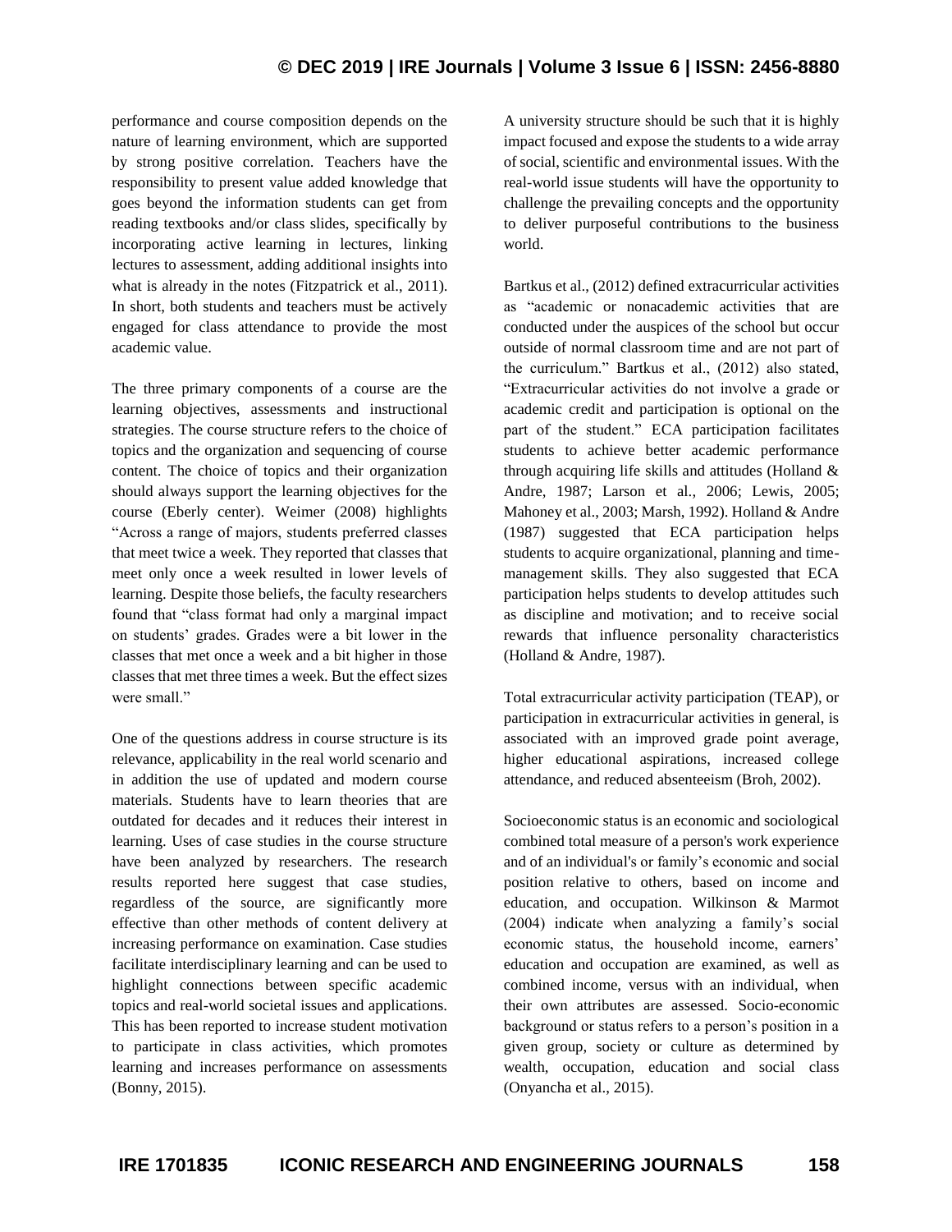performance and course composition depends on the nature of learning environment, which are supported by strong positive correlation. Teachers have the responsibility to present value added knowledge that goes beyond the information students can get from reading textbooks and/or class slides, specifically by incorporating active learning in lectures, linking lectures to assessment, adding additional insights into what is already in the notes (Fitzpatrick et al., 2011). In short, both students and teachers must be actively engaged for class attendance to provide the most academic value.

The three primary components of a course are the learning objectives, assessments and instructional strategies. The course structure refers to the choice of topics and the organization and sequencing of course content. The choice of topics and their organization should always support the learning objectives for the course (Eberly center). Weimer (2008) highlights "Across a range of majors, students preferred classes that meet twice a week. They reported that classes that meet only once a week resulted in lower levels of learning. Despite those beliefs, the faculty researchers found that "class format had only a marginal impact on students' grades. Grades were a bit lower in the classes that met once a week and a bit higher in those classes that met three times a week. But the effect sizes were small."

One of the questions address in course structure is its relevance, applicability in the real world scenario and in addition the use of updated and modern course materials. Students have to learn theories that are outdated for decades and it reduces their interest in learning. Uses of case studies in the course structure have been analyzed by researchers. The research results reported here suggest that case studies, regardless of the source, are significantly more effective than other methods of content delivery at increasing performance on examination. Case studies facilitate interdisciplinary learning and can be used to highlight connections between specific academic topics and real-world societal issues and applications. This has been reported to increase student motivation to participate in class activities, which promotes learning and increases performance on assessments (Bonny, 2015).

A university structure should be such that it is highly impact focused and expose the students to a wide array of social, scientific and environmental issues. With the real-world issue students will have the opportunity to challenge the prevailing concepts and the opportunity to deliver purposeful contributions to the business world.

Bartkus et al., (2012) defined extracurricular activities as "academic or nonacademic activities that are conducted under the auspices of the school but occur outside of normal classroom time and are not part of the curriculum." Bartkus et al., (2012) also stated, "Extracurricular activities do not involve a grade or academic credit and participation is optional on the part of the student." ECA participation facilitates students to achieve better academic performance through acquiring life skills and attitudes (Holland & Andre, 1987; Larson et al., 2006; Lewis, 2005; Mahoney et al., 2003; Marsh, 1992). Holland & Andre (1987) suggested that ECA participation helps students to acquire organizational, planning and time-management skills. They also suggested that ECA participation helps students to develop attitudes such as discipline and motivation; and to receive social rewards that influence personality characteristics (Holland & Andre, 1987).

Total extracurricular activity participation (TEAP), or participation in extracurricular activities in general, is associated with an improved grade point average, higher educational aspirations, increased college attendance, and reduced absenteeism (Broh, 2002).

Socioeconomic status is an economic and sociological combined total measure of a person's work experience and of an individual's or family's economic and social position relative to others, based on income and education, and occupation. Wilkinson & Marmot (2004) indicate when analyzing a family's social economic status, the household income, earners' education and occupation are examined, as well as combined income, versus with an individual, when their own attributes are assessed. Socio-economic background or status refers to a person's position in a given group, society or culture as determined by wealth, occupation, education and social class (Onyancha et al., 2015).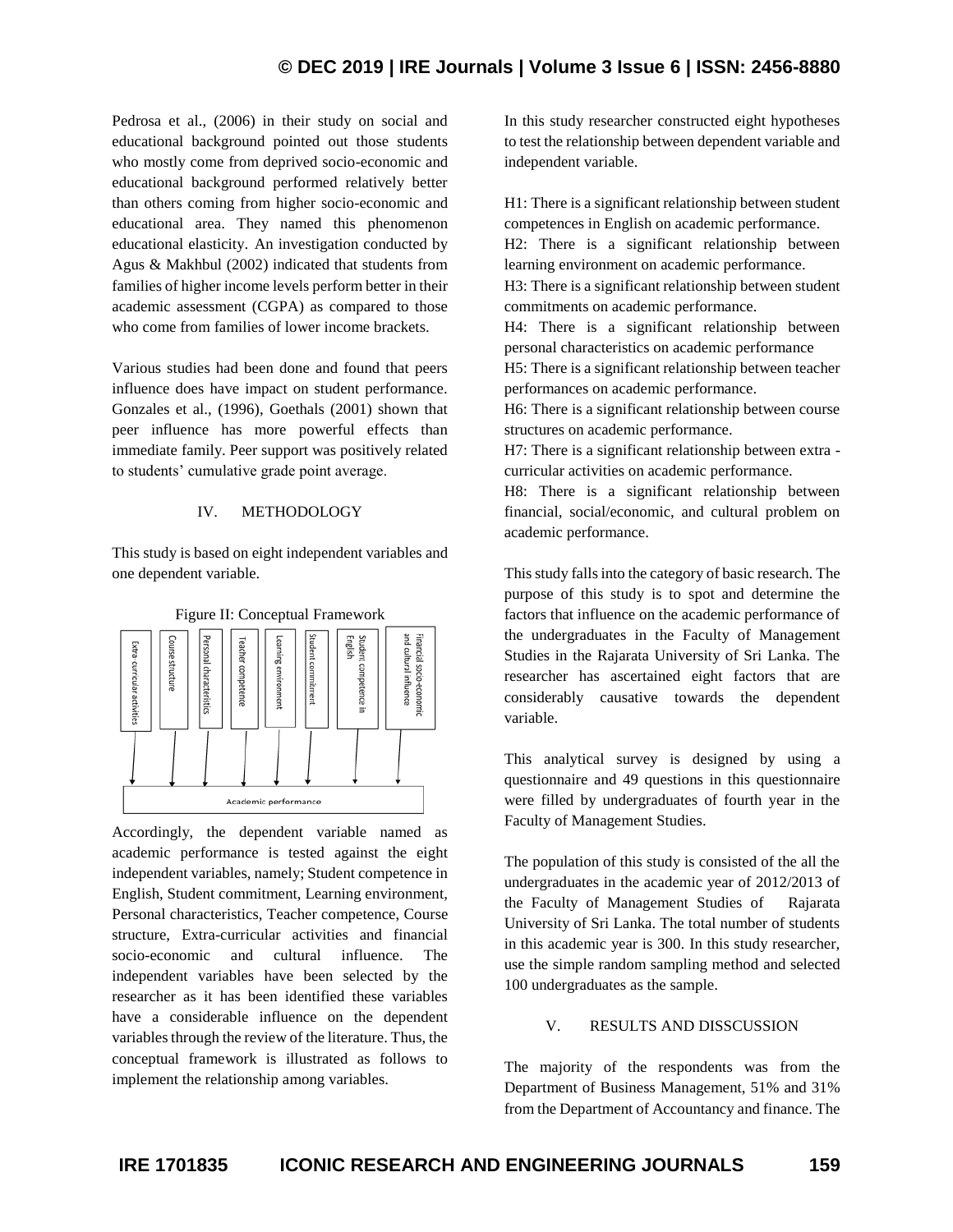Pedrosa et al., (2006) in their study on social and educational background pointed out those students who mostly come from deprived socio-economic and educational background performed relatively better than others coming from higher socio-economic and educational area. They named this phenomenon educational elasticity. An investigation conducted by Agus & Makhbul (2002) indicated that students from families of higher income levels perform better in their academic assessment (CGPA) as compared to those who come from families of lower income brackets.

Various studies had been done and found that peers influence does have impact on student performance. Gonzales et al., (1996), Goethals (2001) shown that peer influence has more powerful effects than immediate family. Peer support was positively related to students' cumulative grade point average.

## IV. METHODOLOGY

This study is based on eight independent variables and one dependent variable.

Figure II: Conceptual Framework

Extra-curricular activities | Course structure | Personal characteristics | Teacher competence | Learning environment | Student commitment | Student competence in English | Financial socio-economic and cultural influence

→ Academic performance

Accordingly, the dependent variable named as academic performance is tested against the eight independent variables, namely; Student competence in English, Student commitment, Learning environment, Personal characteristics, Teacher competence, Course structure, Extra-curricular activities and financial socio-economic and cultural influence. The independent variables have been selected by the researcher as it has been identified these variables have a considerable influence on the dependent variables through the review of the literature. Thus, the conceptual framework is illustrated as follows to implement the relationship among variables.

In this study researcher constructed eight hypotheses to test the relationship between dependent variable and independent variable.

H1: There is a significant relationship between student competences in English on academic performance.
H2: There is a significant relationship between learning environment on academic performance.
H3: There is a significant relationship between student commitments on academic performance.
H4: There is a significant relationship between personal characteristics on academic performance
H5: There is a significant relationship between teacher performances on academic performance.
H6: There is a significant relationship between course structures on academic performance.
H7: There is a significant relationship between extra - curricular activities on academic performance.
H8: There is a significant relationship between financial, social/economic, and cultural problem on academic performance.

This study falls into the category of basic research. The purpose of this study is to spot and determine the factors that influence on the academic performance of the undergraduates in the Faculty of Management Studies in the Rajarata University of Sri Lanka. The researcher has ascertained eight factors that are considerably causative towards the dependent variable.

This analytical survey is designed by using a questionnaire and 49 questions in this questionnaire were filled by undergraduates of fourth year in the Faculty of Management Studies.

The population of this study is consisted of the all the undergraduates in the academic year of 2012/2013 of the Faculty of Management Studies of Rajarata University of Sri Lanka. The total number of students in this academic year is 300. In this study researcher, use the simple random sampling method and selected 100 undergraduates as the sample.

## V. RESULTS AND DISSCUSSION

The majority of the respondents was from the Department of Business Management, 51% and 31% from the Department of Accountancy and finance. The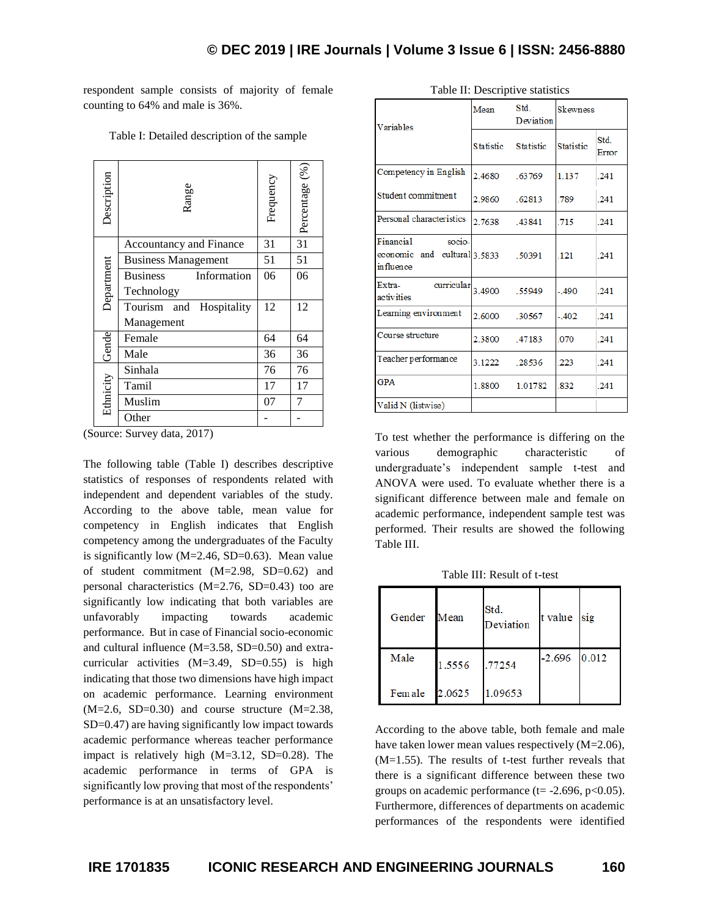respondent sample consists of majority of female counting to 64% and male is 36%.

Table I: Detailed description of the sample

| Description | Range | Frequency | Percentage (%) |
|---|---|---|---|
| Department | Accountancy and Finance | 31 | 31 |
| | Business Management | 51 | 51 |
| | Business Information Technology | 06 | 06 |
| | Tourism and Hospitality Management | 12 | 12 |
| Gende | Female | 64 | 64 |
| | Male | 36 | 36 |
| Ethnicity | Sinhala | 76 | 76 |
| | Tamil | 17 | 17 |
| | Muslim | 07 | 7 |
| | Other | - | - |

(Source: Survey data, 2017)

The following table (Table I) describes descriptive statistics of responses of respondents related with independent and dependent variables of the study. According to the above table, mean value for competency in English indicates that English competency among the undergraduates of the Faculty is significantly low (M=2.46, SD=0.63). Mean value of student commitment (M=2.98, SD=0.62) and personal characteristics (M=2.76, SD=0.43) too are significantly low indicating that both variables are unfavorably impacting towards academic performance. But in case of Financial socio-economic and cultural influence (M=3.58, SD=0.50) and extra-curricular activities (M=3.49, SD=0.55) is high indicating that those two dimensions have high impact on academic performance. Learning environment (M=2.6, SD=0.30) and course structure (M=2.38, SD=0.47) are having significantly low impact towards academic performance whereas teacher performance impact is relatively high (M=3.12, SD=0.28). The academic performance in terms of GPA is significantly low proving that most of the respondents' performance is at an unsatisfactory level.

Table II: Descriptive statistics

| Variables | Mean | Std. Deviation | Skewness | |
|---|---|---|---|---|
| | Statistic | Statistic | Statistic | Std. Error |
| Competency in English | 2.4680 | .63769 | 1.137 | .241 |
| Student commitment | 2.9860 | .62813 | .789 | .241 |
| Personal characteristics | 2.7638 | .43841 | .715 | .241 |
| Financial socio-economic and cultural influence | 3.5833 | .50391 | .121 | .241 |
| Extra-curricular activities | 3.4900 | .55949 | -.490 | .241 |
| Learning environment | 2.6000 | .30567 | -.402 | .241 |
| Course structure | 2.3800 | .47183 | .070 | .241 |
| Teacher performance | 3.1222 | .28536 | .223 | .241 |
| GPA | 1.8800 | 1.01782 | .832 | .241 |
| Valid N (listwise) | | | | |

To test whether the performance is differing on the various demographic characteristic of undergraduate's independent sample t-test and ANOVA were used. To evaluate whether there is a significant difference between male and female on academic performance, independent sample test was performed. Their results are showed the following Table III.

Table III: Result of t-test

| Gender | Mean | Std. Deviation | t value | sig |
|---|---|---|---|---|
| Male | 1.5556 | .77254 | -2.696 | 0.012 |
| Female | 2.0625 | 1.09653 | | |

According to the above table, both female and male have taken lower mean values respectively (M=2.06), (M=1.55). The results of t-test further reveals that there is a significant difference between these two groups on academic performance (t= -2.696, $p<0.05$). Furthermore, differences of departments on academic performances of the respondents were identified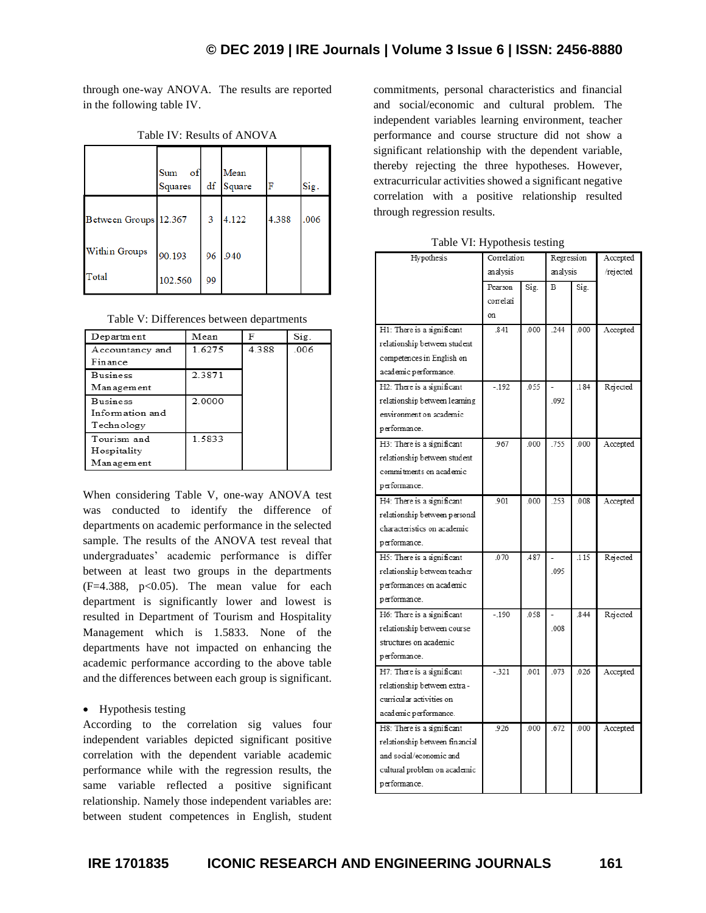through one-way ANOVA. The results are reported in the following table IV.

Table IV: Results of ANOVA

| | Sum of Squares | df | Mean Square | F | Sig. |
|---|---|---|---|---|---|
| Between Groups | 12.367 | 3 | 4.122 | 4.388 | .006 |
| Within Groups | 90.193 | 96 | .940 | | |
| Total | 102.560 | 99 | | | |

Table V: Differences between departments

| Department | Mean | F | Sig. |
|---|---|---|---|
| Accountancy and Finance | 1.6275 | 4.388 | .006 |
| Business Management | 2.3871 | | |
| Business Information and Technology | 2.0000 | | |
| Tourism and Hospitality Management | 1.5833 | | |

When considering Table V, one-way ANOVA test was conducted to identify the difference of departments on academic performance in the selected sample. The results of the ANOVA test reveal that undergraduates' academic performance is differ between at least two groups in the departments ($F=4.388$, $p<0.05$). The mean value for each department is significantly lower and lowest is resulted in Department of Tourism and Hospitality Management which is 1.5833. None of the departments have not impacted on enhancing the academic performance according to the above table and the differences between each group is significant.

- Hypothesis testing

According to the correlation sig values four independent variables depicted significant positive correlation with the dependent variable academic performance while with the regression results, the same variable reflected a positive significant relationship. Namely those independent variables are: between student competences in English, student commitments, personal characteristics and financial and social/economic and cultural problem. The independent variables learning environment, teacher performance and course structure did not show a significant relationship with the dependent variable, thereby rejecting the three hypotheses. However, extracurricular activities showed a significant negative correlation with a positive relationship resulted through regression results.

Table VI: Hypothesis testing

| Hypothesis | Correlation analysis | | Regression analysis | | Accepted /rejected |
|---|---|---|---|---|---|
| | Pearson correlation | Sig. | B | Sig. | |
| H1: There is a significant relationship between student competences in English on academic performance. | .841 | .000 | .244 | .000 | Accepted |
| H2: There is a significant relationship between learning environment on academic performance. | -.192 | .055 | -.092 | .184 | Rejected |
| H3: There is a significant relationship between student commitments on academic performance. | .967 | .000 | .755 | .000 | Accepted |
| H4: There is a significant relationship between personal characteristics on academic performance. | .901 | .000 | .253 | .008 | Accepted |
| H5: There is a significant relationship between teacher performances on academic performance. | .070 | .487 | -.095 | .115 | Rejected |
| H6: There is a significant relationship between course structures on academic performance. | -.190 | .058 | -.008 | .844 | Rejected |
| H7: There is a significant relationship between extra-curricular activities on academic performance. | -.321 | .001 | .073 | .026 | Accepted |
| H8: There is a significant relationship between financial and social/economic and cultural problem on academic performance. | .926 | .000 | .672 | .000 | Accepted |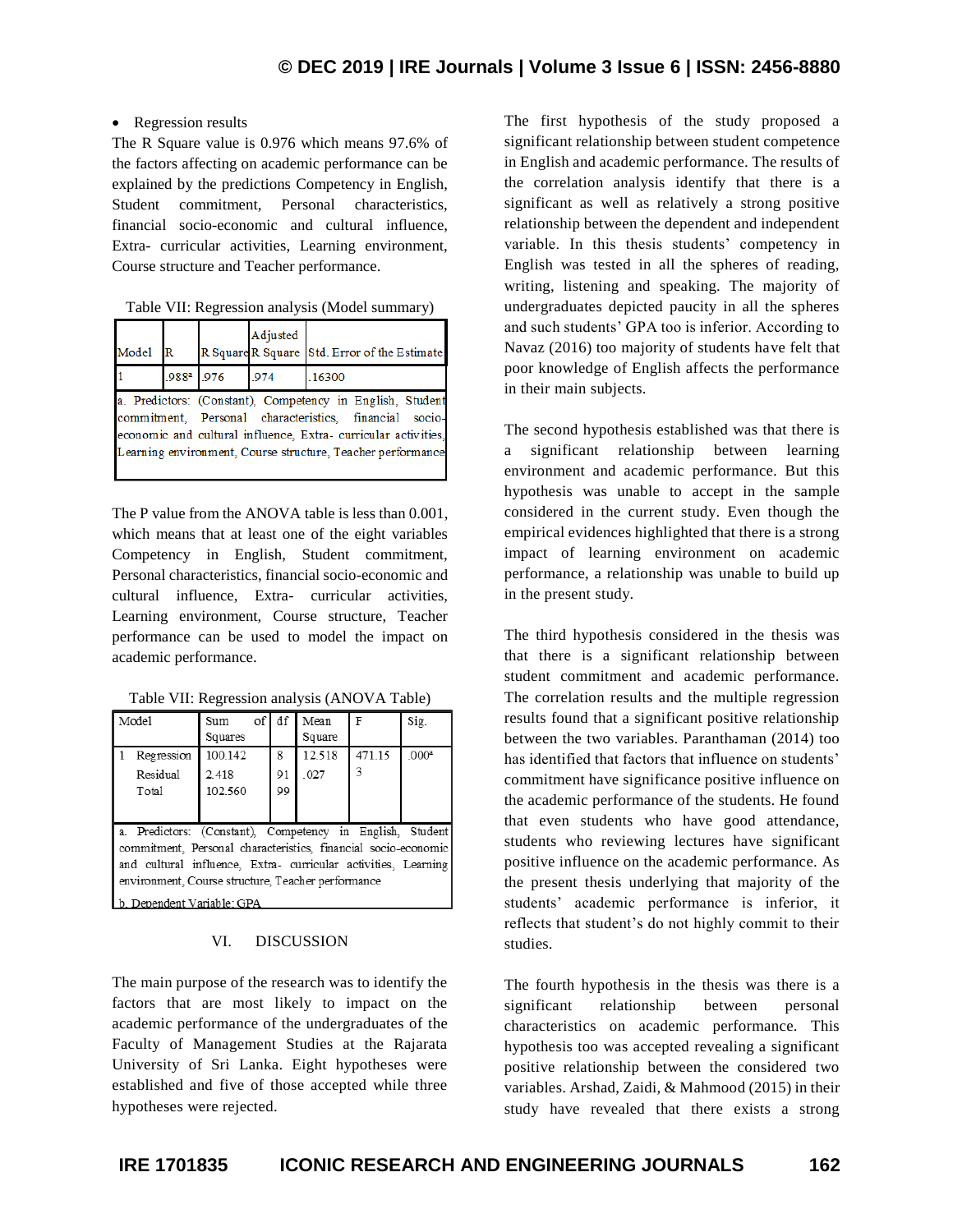- Regression results

The R Square value is 0.976 which means 97.6% of the factors affecting on academic performance can be explained by the predictions Competency in English, Student commitment, Personal characteristics, financial socio-economic and cultural influence, Extra- curricular activities, Learning environment, Course structure and Teacher performance.

Table VII: Regression analysis (Model summary)

| Model | R | R Square | Adjusted R Square | Std. Error of the Estimate |
|---|---|---|---|---|
| 1 | .988a | .976 | .974 | .16300 |

a. Predictors: (Constant), Competency in English, Student commitment, Personal characteristics, financial socio-economic and cultural influence, Extra- curricular activities, Learning environment, Course structure, Teacher performance

The P value from the ANOVA table is less than 0.001, which means that at least one of the eight variables Competency in English, Student commitment, Personal characteristics, financial socio-economic and cultural influence, Extra- curricular activities, Learning environment, Course structure, Teacher performance can be used to model the impact on academic performance.

Table VII: Regression analysis (ANOVA Table)

| Model | Sum of Squares | df | Mean Square | F | Sig. |
|---|---|---|---|---|---|
| 1 Regression | 100.142 | 8 | 12.518 | 471.153 | .000a |
| Residual | 2.418 | 91 | .027 | | |
| Total | 102.560 | 99 | | | |

a. Predictors: (Constant), Competency in English, Student commitment, Personal characteristics, financial socio-economic and cultural influence, Extra- curricular activities, Learning environment, Course structure, Teacher performance

b. Dependent Variable: GPA

## VI. DISCUSSION

The main purpose of the research was to identify the factors that are most likely to impact on the academic performance of the undergraduates of the Faculty of Management Studies at the Rajarata University of Sri Lanka. Eight hypotheses were established and five of those accepted while three hypotheses were rejected.

The first hypothesis of the study proposed a significant relationship between student competence in English and academic performance. The results of the correlation analysis identify that there is a significant as well as relatively a strong positive relationship between the dependent and independent variable. In this thesis students' competency in English was tested in all the spheres of reading, writing, listening and speaking. The majority of undergraduates depicted paucity in all the spheres and such students' GPA too is inferior. According to Navaz (2016) too majority of students have felt that poor knowledge of English affects the performance in their main subjects.

The second hypothesis established was that there is a significant relationship between learning environment and academic performance. But this hypothesis was unable to accept in the sample considered in the current study. Even though the empirical evidences highlighted that there is a strong impact of learning environment on academic performance, a relationship was unable to build up in the present study.

The third hypothesis considered in the thesis was that there is a significant relationship between student commitment and academic performance. The correlation results and the multiple regression results found that a significant positive relationship between the two variables. Paranthaman (2014) too has identified that factors that influence on students' commitment have significance positive influence on the academic performance of the students. He found that even students who have good attendance, students who reviewing lectures have significant positive influence on the academic performance. As the present thesis underlying that majority of the students' academic performance is inferior, it reflects that student's do not highly commit to their studies.

The fourth hypothesis in the thesis was there is a significant relationship between personal characteristics on academic performance. This hypothesis too was accepted revealing a significant positive relationship between the considered two variables. Arshad, Zaidi, & Mahmood (2015) in their study have revealed that there exists a strong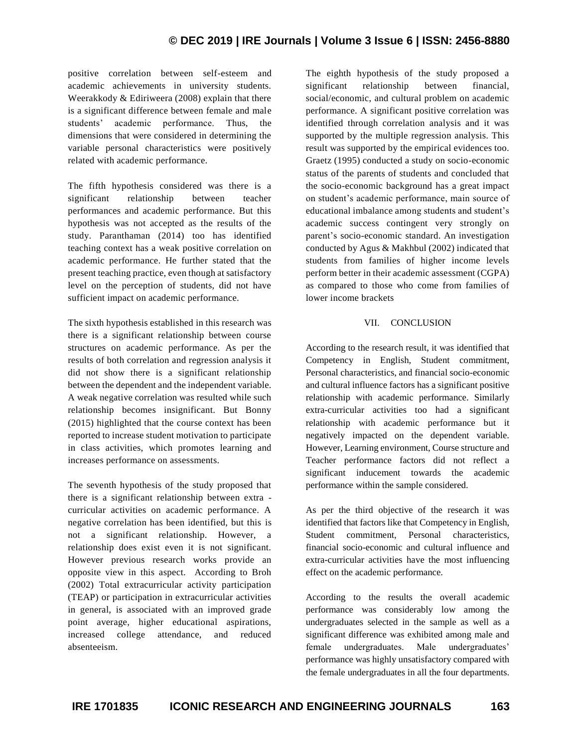positive correlation between self-esteem and academic achievements in university students. Weerakkody & Ediriweera (2008) explain that there is a significant difference between female and male students' academic performance. Thus, the dimensions that were considered in determining the variable personal characteristics were positively related with academic performance.

The fifth hypothesis considered was there is a significant relationship between teacher performances and academic performance. But this hypothesis was not accepted as the results of the study. Paranthaman (2014) too has identified teaching context has a weak positive correlation on academic performance. He further stated that the present teaching practice, even though at satisfactory level on the perception of students, did not have sufficient impact on academic performance.

The sixth hypothesis established in this research was there is a significant relationship between course structures on academic performance. As per the results of both correlation and regression analysis it did not show there is a significant relationship between the dependent and the independent variable. A weak negative correlation was resulted while such relationship becomes insignificant. But Bonny (2015) highlighted that the course context has been reported to increase student motivation to participate in class activities, which promotes learning and increases performance on assessments.

The seventh hypothesis of the study proposed that there is a significant relationship between extra - curricular activities on academic performance. A negative correlation has been identified, but this is not a significant relationship. However, a relationship does exist even it is not significant. However previous research works provide an opposite view in this aspect. According to Broh (2002) Total extracurricular activity participation (TEAP) or participation in extracurricular activities in general, is associated with an improved grade point average, higher educational aspirations, increased college attendance, and reduced absenteeism.

The eighth hypothesis of the study proposed a significant relationship between financial, social/economic, and cultural problem on academic performance. A significant positive correlation was identified through correlation analysis and it was supported by the multiple regression analysis. This result was supported by the empirical evidences too. Graetz (1995) conducted a study on socio-economic status of the parents of students and concluded that the socio-economic background has a great impact on student's academic performance, main source of educational imbalance among students and student's academic success contingent very strongly on parent's socio-economic standard. An investigation conducted by Agus & Makhbul (2002) indicated that students from families of higher income levels perform better in their academic assessment (CGPA) as compared to those who come from families of lower income brackets

## VII. CONCLUSION

According to the research result, it was identified that Competency in English, Student commitment, Personal characteristics, and financial socio-economic and cultural influence factors has a significant positive relationship with academic performance. Similarly extra-curricular activities too had a significant relationship with academic performance but it negatively impacted on the dependent variable. However, Learning environment, Course structure and Teacher performance factors did not reflect a significant inducement towards the academic performance within the sample considered.

As per the third objective of the research it was identified that factors like that Competency in English, Student commitment, Personal characteristics, financial socio-economic and cultural influence and extra-curricular activities have the most influencing effect on the academic performance.

According to the results the overall academic performance was considerably low among the undergraduates selected in the sample as well as a significant difference was exhibited among male and female undergraduates. Male undergraduates' performance was highly unsatisfactory compared with the female undergraduates in all the four departments.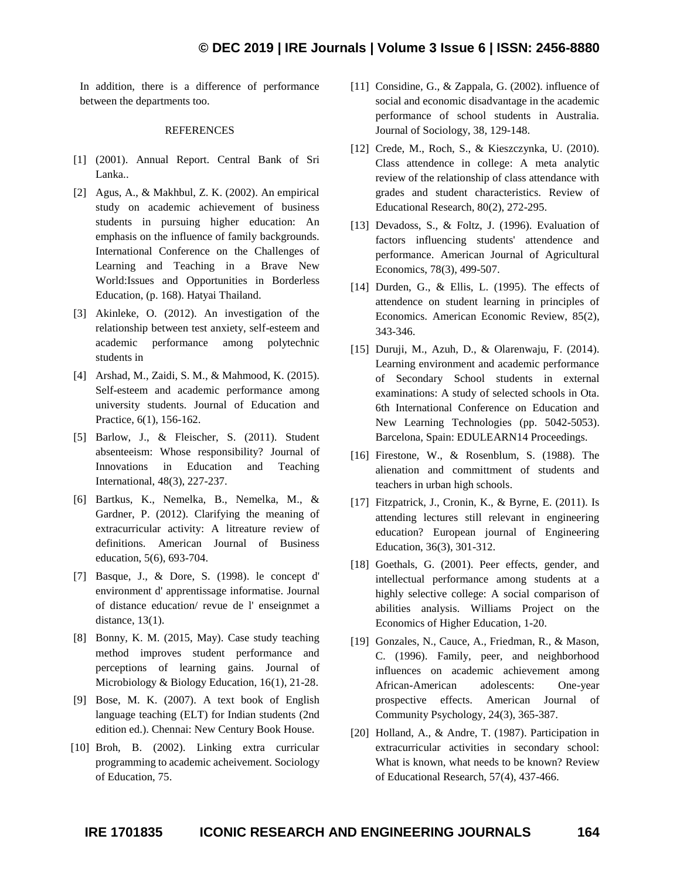In addition, there is a difference of performance between the departments too.

## REFERENCES

[1] (2001). Annual Report. Central Bank of Sri Lanka..

[2] Agus, A., & Makhbul, Z. K. (2002). An empirical study on academic achievement of business students in pursuing higher education: An emphasis on the influence of family backgrounds. International Conference on the Challenges of Learning and Teaching in a Brave New World:Issues and Opportunities in Borderless Education, (p. 168). Hatyai Thailand.

[3] Akinleke, O. (2012). An investigation of the relationship between test anxiety, self-esteem and academic performance among polytechnic students in

[4] Arshad, M., Zaidi, S. M., & Mahmood, K. (2015). Self-esteem and academic performance among university students. Journal of Education and Practice, 6(1), 156-162.

[5] Barlow, J., & Fleischer, S. (2011). Student absenteeism: Whose responsibility? Journal of Innovations in Education and Teaching International, 48(3), 227-237.

[6] Bartkus, K., Nemelka, B., Nemelka, M., & Gardner, P. (2012). Clarifying the meaning of extracurricular activity: A litreature review of definitions. American Journal of Business education, 5(6), 693-704.

[7] Basque, J., & Dore, S. (1998). le concept d' environment d' apprentissage informatise. Journal of distance education/ revue de l' enseignmet a distance, 13(1).

[8] Bonny, K. M. (2015, May). Case study teaching method improves student performance and perceptions of learning gains. Journal of Microbiology & Biology Education, 16(1), 21-28.

[9] Bose, M. K. (2007). A text book of English language teaching (ELT) for Indian students (2nd edition ed.). Chennai: New Century Book House.

[10] Broh, B. (2002). Linking extra curricular programming to academic acheivement. Sociology of Education, 75.

[11] Considine, G., & Zappala, G. (2002). influence of social and economic disadvantage in the academic performance of school students in Australia. Journal of Sociology, 38, 129-148.

[12] Crede, M., Roch, S., & Kieszczynka, U. (2010). Class attendence in college: A meta analytic review of the relationship of class attendance with grades and student characteristics. Review of Educational Research, 80(2), 272-295.

[13] Devadoss, S., & Foltz, J. (1996). Evaluation of factors influencing students' attendence and performance. American Journal of Agricultural Economics, 78(3), 499-507.

[14] Durden, G., & Ellis, L. (1995). The effects of attendence on student learning in principles of Economics. American Economic Review, 85(2), 343-346.

[15] Duruji, M., Azuh, D., & Olarenwaju, F. (2014). Learning environment and academic performance of Secondary School students in external examinations: A study of selected schools in Ota. 6th International Conference on Education and New Learning Technologies (pp. 5042-5053). Barcelona, Spain: EDULEARN14 Proceedings.

[16] Firestone, W., & Rosenblum, S. (1988). The alienation and committment of students and teachers in urban high schools.

[17] Fitzpatrick, J., Cronin, K., & Byrne, E. (2011). Is attending lectures still relevant in engineering education? European journal of Engineering Education, 36(3), 301-312.

[18] Goethals, G. (2001). Peer effects, gender, and intellectual performance among students at a highly selective college: A social comparison of abilities analysis. Williams Project on the Economics of Higher Education, 1-20.

[19] Gonzales, N., Cauce, A., Friedman, R., & Mason, C. (1996). Family, peer, and neighborhood influences on academic achievement among African-American adolescents: One-year prospective effects. American Journal of Community Psychology, 24(3), 365-387.

[20] Holland, A., & Andre, T. (1987). Participation in extracurricular activities in secondary school: What is known, what needs to be known? Review of Educational Research, 57(4), 437-466.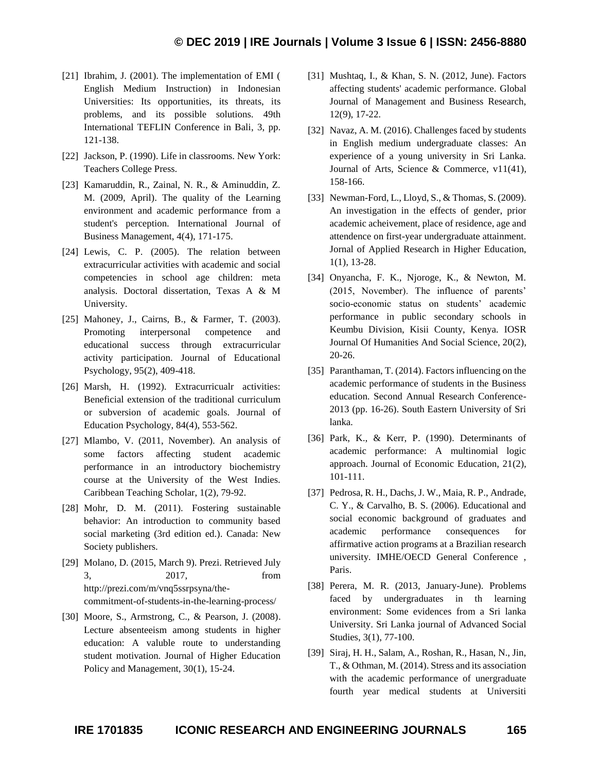[21] Ibrahim, J. (2001). The implementation of EMI ( English Medium Instruction) in Indonesian Universities: Its opportunities, its threats, its problems, and its possible solutions. 49th International TEFLIN Conference in Bali, 3, pp. 121-138.

[22] Jackson, P. (1990). Life in classrooms. New York: Teachers College Press.

[23] Kamaruddin, R., Zainal, N. R., & Aminuddin, Z. M. (2009, April). The quality of the Learning environment and academic performance from a student's perception. International Journal of Business Management, 4(4), 171-175.

[24] Lewis, C. P. (2005). The relation between extracurricular activities with academic and social competencies in school age children: meta analysis. Doctoral dissertation, Texas A & M University.

[25] Mahoney, J., Cairns, B., & Farmer, T. (2003). Promoting interpersonal competence and educational success through extracurricular activity participation. Journal of Educational Psychology, 95(2), 409-418.

[26] Marsh, H. (1992). Extracurricualr activities: Beneficial extension of the traditional curriculum or subversion of academic goals. Journal of Education Psychology, 84(4), 553-562.

[27] Mlambo, V. (2011, November). An analysis of some factors affecting student academic performance in an introductory biochemistry course at the University of the West Indies. Caribbean Teaching Scholar, 1(2), 79-92.

[28] Mohr, D. M. (2011). Fostering sustainable behavior: An introduction to community based social marketing (3rd edition ed.). Canada: New Society publishers.

[29] Molano, D. (2015, March 9). Prezi. Retrieved July 3, 2017, from http://prezi.com/m/vnq5ssrpsyna/the-commitment-of-students-in-the-learning-process/

[30] Moore, S., Armstrong, C., & Pearson, J. (2008). Lecture absenteeism among students in higher education: A valuble route to understanding student motivation. Journal of Higher Education Policy and Management, 30(1), 15-24.

[31] Mushtaq, I., & Khan, S. N. (2012, June). Factors affecting students' academic performance. Global Journal of Management and Business Research, 12(9), 17-22.

[32] Navaz, A. M. (2016). Challenges faced by students in English medium undergraduate classes: An experience of a young university in Sri Lanka. Journal of Arts, Science & Commerce, v11(41), 158-166.

[33] Newman-Ford, L., Lloyd, S., & Thomas, S. (2009). An investigation in the effects of gender, prior academic acheivement, place of residence, age and attendence on first-year undergraduate attainment. Jornal of Applied Research in Higher Education, 1(1), 13-28.

[34] Onyancha, F. K., Njoroge, K., & Newton, M. (2015, November). The influence of parents' socio-economic status on students' academic performance in public secondary schools in Keumbu Division, Kisii County, Kenya. IOSR Journal Of Humanities And Social Science, 20(2), 20-26.

[35] Paranthaman, T. (2014). Factors influencing on the academic performance of students in the Business education. Second Annual Research Conference-2013 (pp. 16-26). South Eastern University of Sri lanka.

[36] Park, K., & Kerr, P. (1990). Determinants of academic performance: A multinomial logic approach. Journal of Economic Education, 21(2), 101-111.

[37] Pedrosa, R. H., Dachs, J. W., Maia, R. P., Andrade, C. Y., & Carvalho, B. S. (2006). Educational and social economic background of graduates and academic performance consequences for affirmative action programs at a Brazilian research university. IMHE/OECD General Conference , Paris.

[38] Perera, M. R. (2013, January-June). Problems faced by undergraduates in th learning environment: Some evidences from a Sri lanka University. Sri Lanka journal of Advanced Social Studies, 3(1), 77-100.

[39] Siraj, H. H., Salam, A., Roshan, R., Hasan, N., Jin, T., & Othman, M. (2014). Stress and its association with the academic performance of unergraduate fourth year medical students at Universiti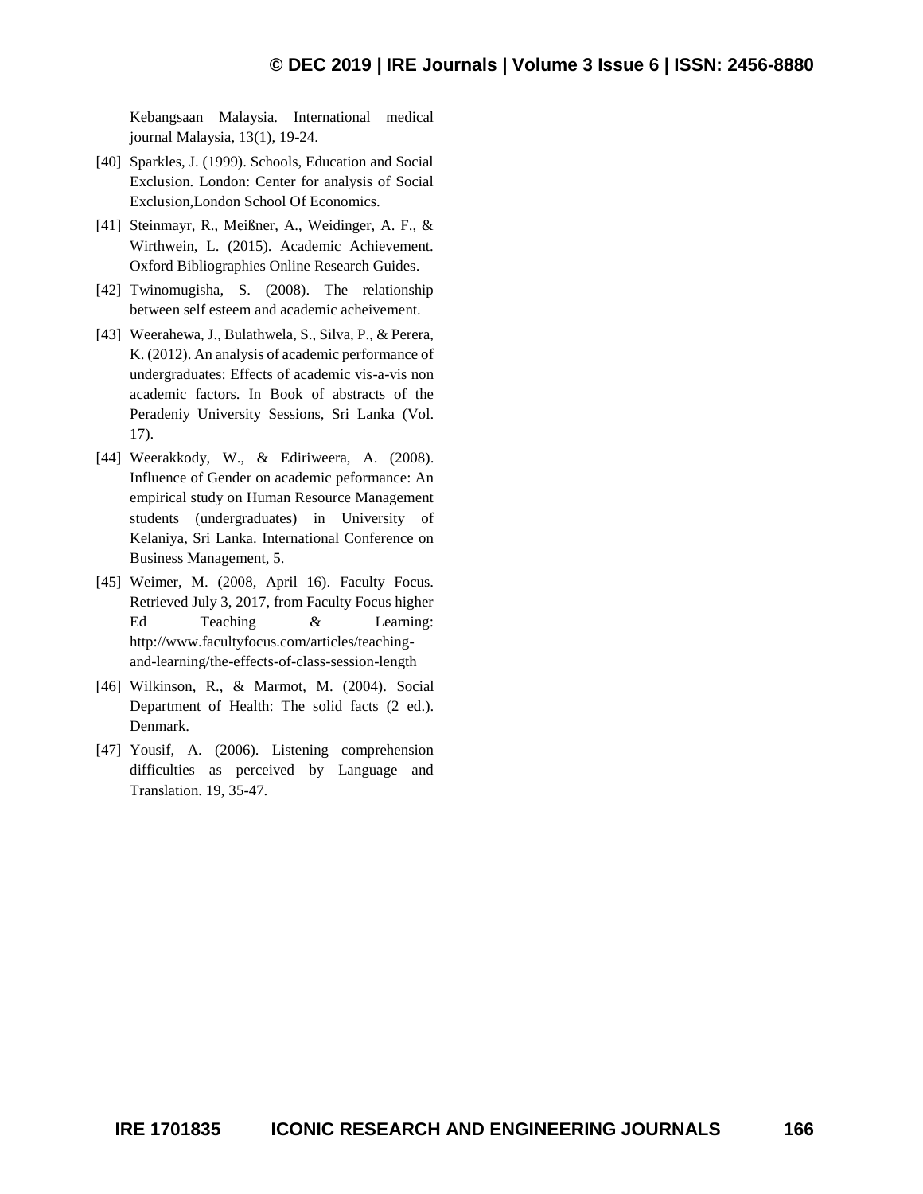Kebangsaan Malaysia. International medical journal Malaysia, 13(1), 19-24.

[40] Sparkles, J. (1999). Schools, Education and Social Exclusion. London: Center for analysis of Social Exclusion,London School Of Economics.

[41] Steinmayr, R., Meißner, A., Weidinger, A. F., & Wirthwein, L. (2015). Academic Achievement. Oxford Bibliographies Online Research Guides.

[42] Twinomugisha, S. (2008). The relationship between self esteem and academic acheivement.

[43] Weerahewa, J., Bulathwela, S., Silva, P., & Perera, K. (2012). An analysis of academic performance of undergraduates: Effects of academic vis-a-vis non academic factors. In Book of abstracts of the Peradeniy University Sessions, Sri Lanka (Vol. 17).

[44] Weerakkody, W., & Ediriweera, A. (2008). Influence of Gender on academic peformance: An empirical study on Human Resource Management students (undergraduates) in University of Kelaniya, Sri Lanka. International Conference on Business Management, 5.

[45] Weimer, M. (2008, April 16). Faculty Focus. Retrieved July 3, 2017, from Faculty Focus higher Ed Teaching & Learning: http://www.facultyfocus.com/articles/teaching-and-learning/the-effects-of-class-session-length

[46] Wilkinson, R., & Marmot, M. (2004). Social Department of Health: The solid facts (2 ed.). Denmark.

[47] Yousif, A. (2006). Listening comprehension difficulties as perceived by Language and Translation. 19, 35-47.